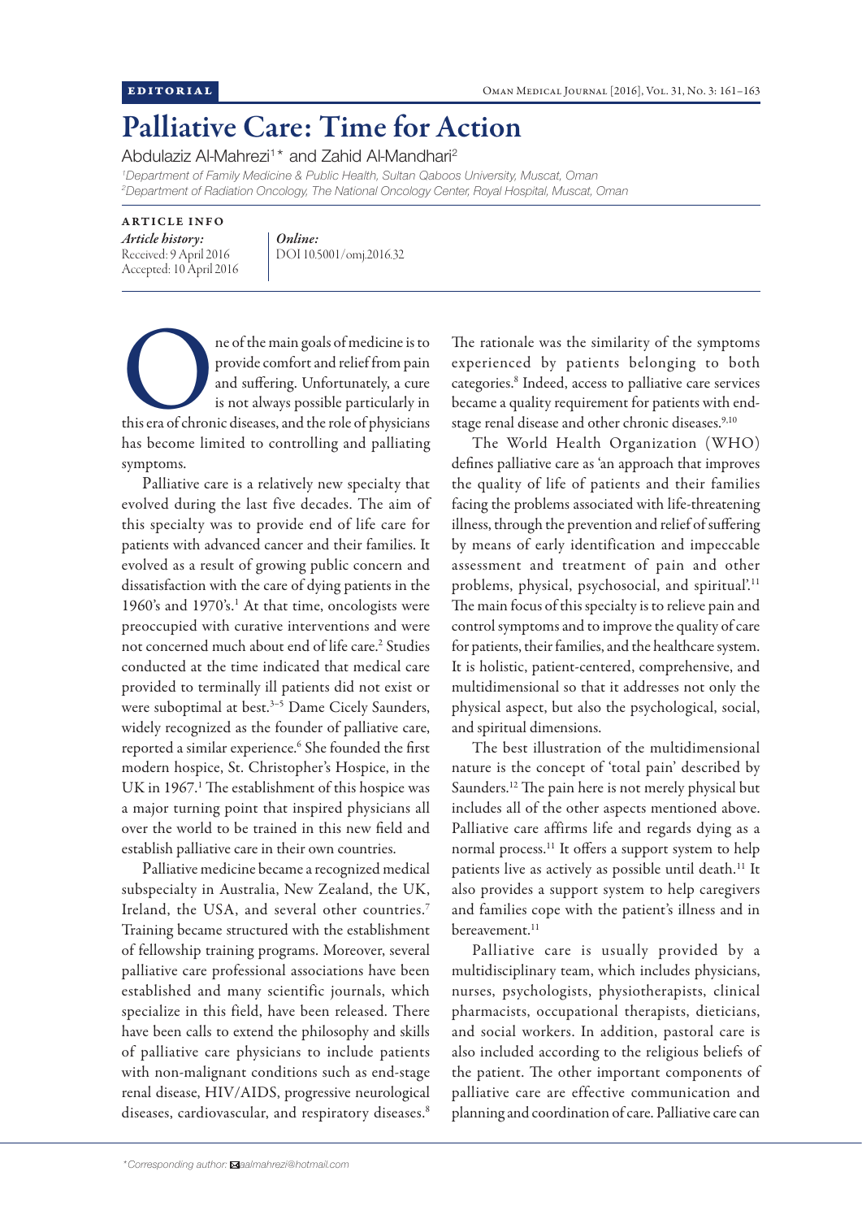EDITORIAL

# Palliative Care: Time for Action

Abdulaziz Al-Mahrezi[1]* and Zahid Al-Mandhari[2]

[1]*Department of Family Medicine & Public Health, Sultan Qaboos University, Muscat, Oman*
[2]*Department of Radiation Oncology, The National Oncology Center, Royal Hospital, Muscat, Oman*

ARTICLE INFO

*Article history:*
Received: 9 April 2016
Accepted: 10 April 2016

*Online:*
DOI 10.5001/omj.2016.32

One of the main goals of medicine is to provide comfort and relief from pain and suffering. Unfortunately, a cure is not always possible particularly in this era of chronic diseases, and the role of physicians has become limited to controlling and palliating symptoms.

Palliative care is a relatively new specialty that evolved during the last five decades. The aim of this specialty was to provide end of life care for patients with advanced cancer and their families. It evolved as a result of growing public concern and dissatisfaction with the care of dying patients in the 1960's and 1970's.[1] At that time, oncologists were preoccupied with curative interventions and were not concerned much about end of life care.[2] Studies conducted at the time indicated that medical care provided to terminally ill patients did not exist or were suboptimal at best.[3–5] Dame Cicely Saunders, widely recognized as the founder of palliative care, reported a similar experience.[6] She founded the first modern hospice, St. Christopher's Hospice, in the UK in 1967.[1] The establishment of this hospice was a major turning point that inspired physicians all over the world to be trained in this new field and establish palliative care in their own countries.

Palliative medicine became a recognized medical subspecialty in Australia, New Zealand, the UK, Ireland, the USA, and several other countries.[7] Training became structured with the establishment of fellowship training programs. Moreover, several palliative care professional associations have been established and many scientific journals, which specialize in this field, have been released. There have been calls to extend the philosophy and skills of palliative care physicians to include patients with non-malignant conditions such as end-stage renal disease, HIV/AIDS, progressive neurological diseases, cardiovascular, and respiratory diseases.[8] The rationale was the similarity of the symptoms experienced by patients belonging to both categories.[8] Indeed, access to palliative care services became a quality requirement for patients with end-stage renal disease and other chronic diseases.[9,10]

The World Health Organization (WHO) defines palliative care as 'an approach that improves the quality of life of patients and their families facing the problems associated with life-threatening illness, through the prevention and relief of suffering by means of early identification and impeccable assessment and treatment of pain and other problems, physical, psychosocial, and spiritual'.[11] The main focus of this specialty is to relieve pain and control symptoms and to improve the quality of care for patients, their families, and the healthcare system. It is holistic, patient-centered, comprehensive, and multidimensional so that it addresses not only the physical aspect, but also the psychological, social, and spiritual dimensions.

The best illustration of the multidimensional nature is the concept of 'total pain' described by Saunders.[12] The pain here is not merely physical but includes all of the other aspects mentioned above. Palliative care affirms life and regards dying as a normal process.[11] It offers a support system to help patients live as actively as possible until death.[11] It also provides a support system to help caregivers and families cope with the patient's illness and in bereavement.[11]

Palliative care is usually provided by a multidisciplinary team, which includes physicians, nurses, psychologists, physiotherapists, clinical pharmacists, occupational therapists, dieticians, and social workers. In addition, pastoral care is also included according to the religious beliefs of the patient. The other important components of palliative care are effective communication and planning and coordination of care. Palliative care can

*Corresponding author: aalmahrezi@hotmail.com*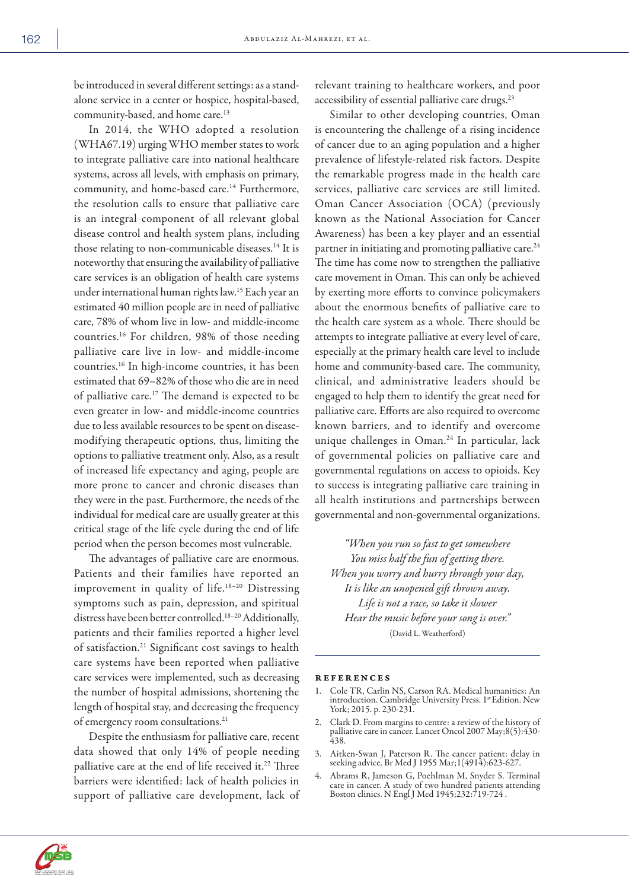be introduced in several different settings: as a stand-alone service in a center or hospice, hospital-based, community-based, and home care.[13]

In 2014, the WHO adopted a resolution (WHA67.19) urging WHO member states to work to integrate palliative care into national healthcare systems, across all levels, with emphasis on primary, community, and home-based care.[14] Furthermore, the resolution calls to ensure that palliative care is an integral component of all relevant global disease control and health system plans, including those relating to non-communicable diseases.[14] It is noteworthy that ensuring the availability of palliative care services is an obligation of health care systems under international human rights law.[15] Each year an estimated 40 million people are in need of palliative care, 78% of whom live in low- and middle-income countries.[16] For children, 98% of those needing palliative care live in low- and middle-income countries.[16] In high-income countries, it has been estimated that 69–82% of those who die are in need of palliative care.[17] The demand is expected to be even greater in low- and middle-income countries due to less available resources to be spent on disease-modifying therapeutic options, thus, limiting the options to palliative treatment only. Also, as a result of increased life expectancy and aging, people are more prone to cancer and chronic diseases than they were in the past. Furthermore, the needs of the individual for medical care are usually greater at this critical stage of the life cycle during the end of life period when the person becomes most vulnerable.

The advantages of palliative care are enormous. Patients and their families have reported an improvement in quality of life.[18–20] Distressing symptoms such as pain, depression, and spiritual distress have been better controlled.[18–20] Additionally, patients and their families reported a higher level of satisfaction.[21] Significant cost savings to health care systems have been reported when palliative care services were implemented, such as decreasing the number of hospital admissions, shortening the length of hospital stay, and decreasing the frequency of emergency room consultations.[21]

Despite the enthusiasm for palliative care, recent data showed that only 14% of people needing palliative care at the end of life received it.[22] Three barriers were identified: lack of health policies in support of palliative care development, lack of relevant training to healthcare workers, and poor accessibility of essential palliative care drugs.[23]

Similar to other developing countries, Oman is encountering the challenge of a rising incidence of cancer due to an aging population and a higher prevalence of lifestyle-related risk factors. Despite the remarkable progress made in the health care services, palliative care services are still limited. Oman Cancer Association (OCA) (previously known as the National Association for Cancer Awareness) has been a key player and an essential partner in initiating and promoting palliative care.[24] The time has come now to strengthen the palliative care movement in Oman. This can only be achieved by exerting more efforts to convince policymakers about the enormous benefits of palliative care to the health care system as a whole. There should be attempts to integrate palliative at every level of care, especially at the primary health care level to include home and community-based care. The community, clinical, and administrative leaders should be engaged to help them to identify the great need for palliative care. Efforts are also required to overcome known barriers, and to identify and overcome unique challenges in Oman.[24] In particular, lack of governmental policies on palliative care and governmental regulations on access to opioids. Key to success is integrating palliative care training in all health institutions and partnerships between governmental and non-governmental organizations.

*"When you run so fast to get somewhere*
*You miss half the fun of getting there.*
*When you worry and hurry through your day,*
*It is like an unopened gift thrown away.*
*Life is not a race, so take it slower*
*Hear the music before your song is over."*
(David L. Weatherford)

## References

1. Cole TR, Carlin NS, Carson RA. Medical humanities: An introduction. Cambridge University Press. 1st Edition. New York; 2015. p. 230-231.
2. Clark D. From margins to centre: a review of the history of palliative care in cancer. Lancet Oncol 2007 May;8(5):430-438.
3. Aitken-Swan J, Paterson R. The cancer patient: delay in seeking advice. Br Med J 1955 Mar;1(4914):623-627.
4. Abrams R, Jameson G, Poehlman M, Snyder S. Terminal care in cancer. A study of two hundred patients attending Boston clinics. N Engl J Med 1945;232:719-724 .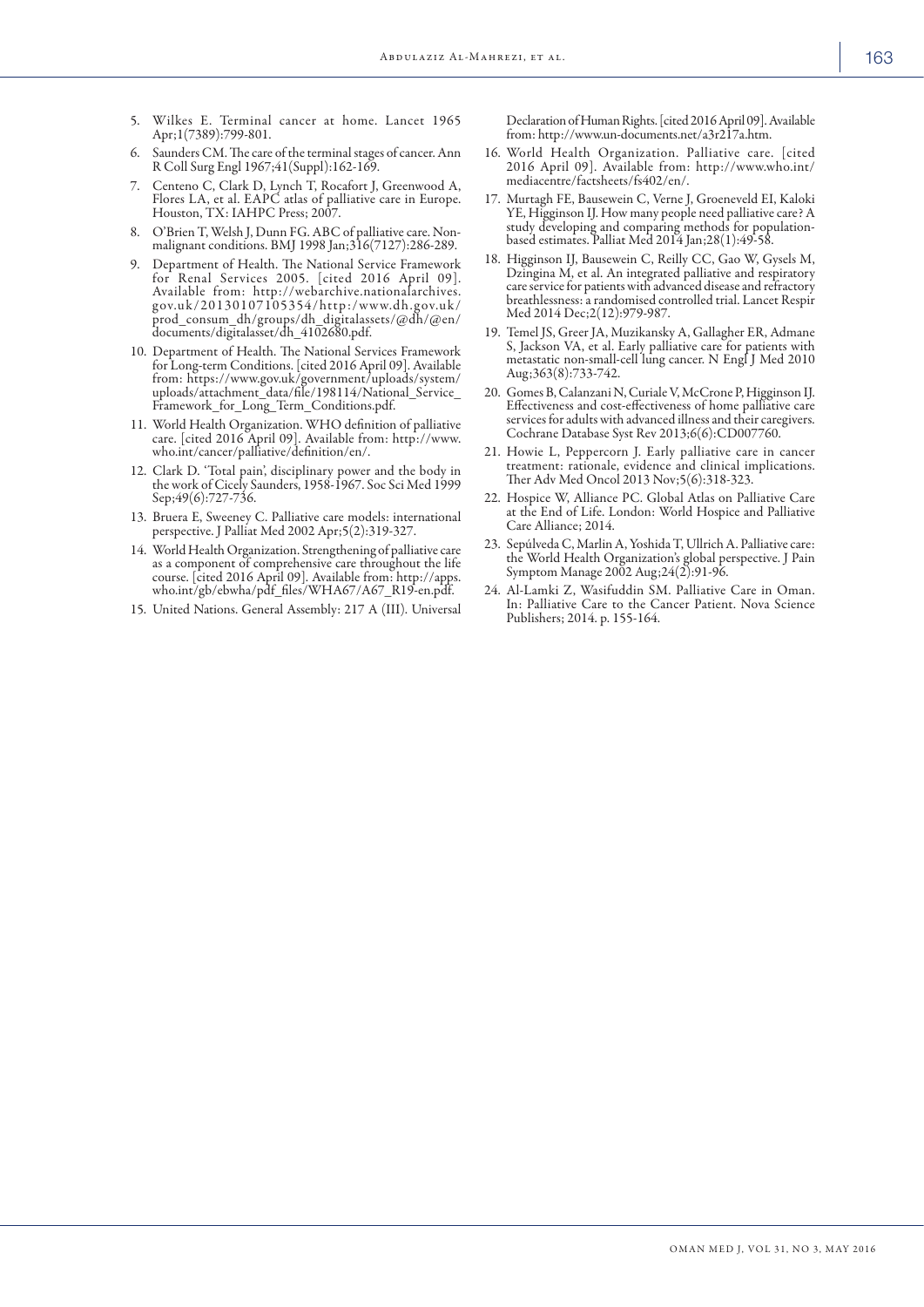5. Wilkes E. Terminal cancer at home. Lancet 1965 Apr;1(7389):799-801.
6. Saunders CM. The care of the terminal stages of cancer. Ann R Coll Surg Engl 1967;41(Suppl):162-169.
7. Centeno C, Clark D, Lynch T, Rocafort J, Greenwood A, Flores LA, et al. EAPC atlas of palliative care in Europe. Houston, TX: IAHPC Press; 2007.
8. O'Brien T, Welsh J, Dunn FG. ABC of palliative care. Non-malignant conditions. BMJ 1998 Jan;316(7127):286-289.
9. Department of Health. The National Service Framework for Renal Services 2005. [cited 2016 April 09]. Available from: http://webarchive.nationalarchives.gov.uk/20130107105354/http:/www.dh.gov.uk/prod_consum_dh/groups/dh_digitalassets/@dh/@en/documents/digitalasset/dh_4102680.pdf.
10. Department of Health. The National Services Framework for Long-term Conditions. [cited 2016 April 09]. Available from: https://www.gov.uk/government/uploads/system/uploads/attachment_data/file/198114/National_Service_Framework_for_Long_Term_Conditions.pdf.
11. World Health Organization. WHO definition of palliative care. [cited 2016 April 09]. Available from: http://www.who.int/cancer/palliative/definition/en/.
12. Clark D. 'Total pain', disciplinary power and the body in the work of Cicely Saunders, 1958-1967. Soc Sci Med 1999 Sep;49(6):727-736.
13. Bruera E, Sweeney C. Palliative care models: international perspective. J Palliat Med 2002 Apr;5(2):319-327.
14. World Health Organization. Strengthening of palliative care as a component of comprehensive care throughout the life course. [cited 2016 April 09]. Available from: http://apps.who.int/gb/ebwha/pdf_files/WHA67/A67_R19-en.pdf.
15. United Nations. General Assembly: 217 A (III). Universal Declaration of Human Rights. [cited 2016 April 09]. Available from: http://www.un-documents.net/a3r217a.htm.
16. World Health Organization. Palliative care. [cited 2016 April 09]. Available from: http://www.who.int/mediacentre/factsheets/fs402/en/.
17. Murtagh FE, Bausewein C, Verne J, Groeneveld EI, Kaloki YE, Higginson IJ. How many people need palliative care? A study developing and comparing methods for population-based estimates. Palliat Med 2014 Jan;28(1):49-58.
18. Higginson IJ, Bausewein C, Reilly CC, Gao W, Gysels M, Dzingina M, et al. An integrated palliative and respiratory care service for patients with advanced disease and refractory breathlessness: a randomised controlled trial. Lancet Respir Med 2014 Dec;2(12):979-987.
19. Temel JS, Greer JA, Muzikansky A, Gallagher ER, Admane S, Jackson VA, et al. Early palliative care for patients with metastatic non-small-cell lung cancer. N Engl J Med 2010 Aug;363(8):733-742.
20. Gomes B, Calanzani N, Curiale V, McCrone P, Higginson IJ. Effectiveness and cost-effectiveness of home palliative care services for adults with advanced illness and their caregivers. Cochrane Database Syst Rev 2013;6(6):CD007760.
21. Howie L, Peppercorn J. Early palliative care in cancer treatment: rationale, evidence and clinical implications. Ther Adv Med Oncol 2013 Nov;5(6):318-323.
22. Hospice W, Alliance PC. Global Atlas on Palliative Care at the End of Life. London: World Hospice and Palliative Care Alliance; 2014.
23. Sepúlveda C, Marlin A, Yoshida T, Ullrich A. Palliative care: the World Health Organization's global perspective. J Pain Symptom Manage 2002 Aug;24(2):91-96.
24. Al-Lamki Z, Wasifuddin SM. Palliative Care in Oman. In: Palliative Care to the Cancer Patient. Nova Science Publishers; 2014. p. 155-164.